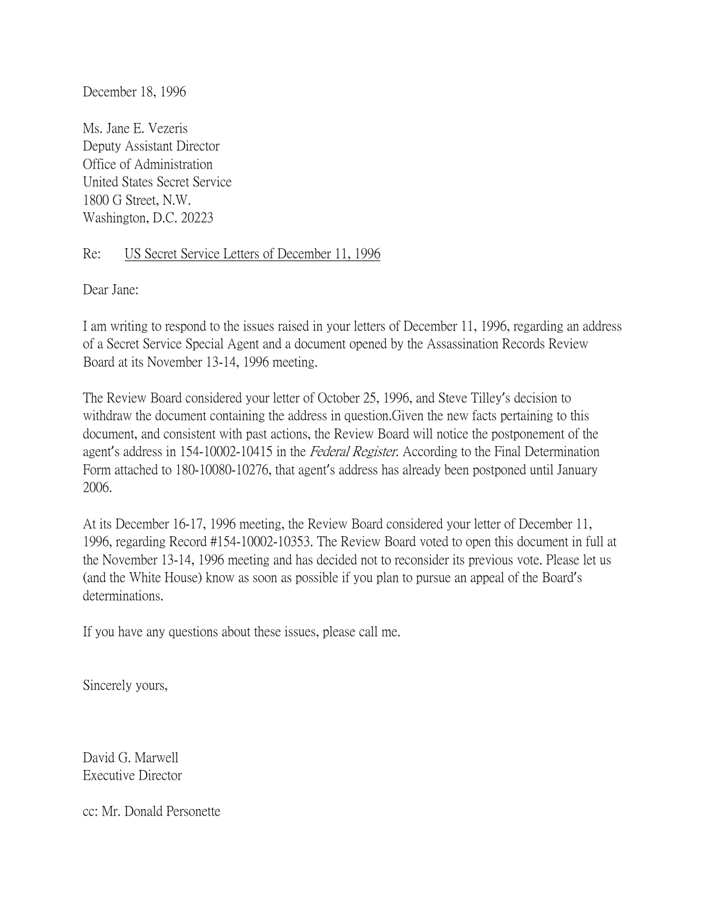December 18, 1996

Ms. Jane E. Vezeris
Deputy Assistant Director
Office of Administration
United States Secret Service
1800 G Street, N.W.
Washington, D.C. 20223

Re: US Secret Service Letters of December 11, 1996

Dear Jane:

I am writing to respond to the issues raised in your letters of December 11, 1996, regarding an address of a Secret Service Special Agent and a document opened by the Assassination Records Review Board at its November 13-14, 1996 meeting.

The Review Board considered your letter of October 25, 1996, and Steve Tilley's decision to withdraw the document containing the address in question.Given the new facts pertaining to this document, and consistent with past actions, the Review Board will notice the postponement of the agent's address in 154-10002-10415 in the *Federal Register*. According to the Final Determination Form attached to 180-10080-10276, that agent's address has already been postponed until January 2006.

At its December 16-17, 1996 meeting, the Review Board considered your letter of December 11, 1996, regarding Record #154-10002-10353. The Review Board voted to open this document in full at the November 13-14, 1996 meeting and has decided not to reconsider its previous vote. Please let us (and the White House) know as soon as possible if you plan to pursue an appeal of the Board's determinations.

If you have any questions about these issues, please call me.

Sincerely yours,

David G. Marwell
Executive Director

cc: Mr. Donald Personette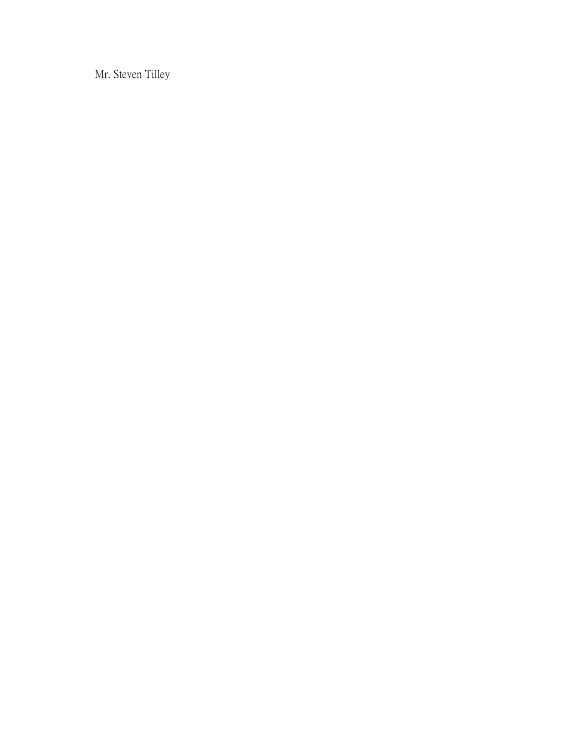Mr. Steven Tilley